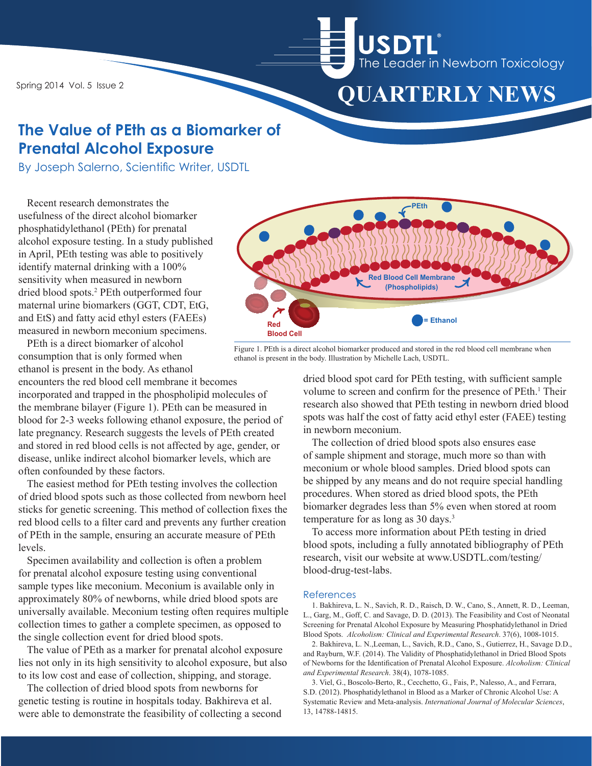# QUARTERLY NEWS

USDTL — The Leader in Newborn Toxicology

Spring 2014 Vol. 5 Issue 2

## The Value of PEth as a Biomarker of Prenatal Alcohol Exposure

By Joseph Salerno, Scientific Writer, USDTL

Recent research demonstrates the usefulness of the direct alcohol biomarker phosphatidylethanol (PEth) for prenatal alcohol exposure testing. In a study published in April, PEth testing was able to positively identify maternal drinking with a 100% sensitivity when measured in newborn dried blood spots.[2] PEth outperformed four maternal urine biomarkers (GGT, CDT, EtG, and EtS) and fatty acid ethyl esters (FAEEs) measured in newborn meconium specimens.

PEth is a direct biomarker of alcohol consumption that is only formed when ethanol is present in the body. As ethanol encounters the red blood cell membrane it becomes incorporated and trapped in the phospholipid molecules of the membrane bilayer (Figure 1). PEth can be measured in blood for 2-3 weeks following ethanol exposure, the period of late pregnancy. Research suggests the levels of PEth created and stored in red blood cells is not affected by age, gender, or disease, unlike indirect alcohol biomarker levels, which are often confounded by these factors.

The easiest method for PEth testing involves the collection of dried blood spots such as those collected from newborn heel sticks for genetic screening. This method of collection fixes the red blood cells to a filter card and prevents any further creation of PEth in the sample, ensuring an accurate measure of PEth levels.

Specimen availability and collection is often a problem for prenatal alcohol exposure testing using conventional sample types like meconium. Meconium is available only in approximately 80% of newborns, while dried blood spots are universally available. Meconium testing often requires multiple collection times to gather a complete specimen, as opposed to the single collection event for dried blood spots.

The value of PEth as a marker for prenatal alcohol exposure lies not only in its high sensitivity to alcohol exposure, but also to its low cost and ease of collection, shipping, and storage.

The collection of dried blood spots from newborns for genetic testing is routine in hospitals today. Bakhireva et al. were able to demonstrate the feasibility of collecting a second dried blood spot card for PEth testing, with sufficient sample volume to screen and confirm for the presence of PEth.[1] Their research also showed that PEth testing in newborn dried blood spots was half the cost of fatty acid ethyl ester (FAEE) testing in newborn meconium.

Figure 1. PEth is a direct alcohol biomarker produced and stored in the red blood cell membrane when ethanol is present in the body. Illustration by Michelle Lach, USDTL.

The collection of dried blood spots also ensures ease of sample shipment and storage, much more so than with meconium or whole blood samples. Dried blood spots can be shipped by any means and do not require special handling procedures. When stored as dried blood spots, the PEth biomarker degrades less than 5% even when stored at room temperature for as long as 30 days.[3]

To access more information about PEth testing in dried blood spots, including a fully annotated bibliography of PEth research, visit our website at www.USDTL.com/testing/blood-drug-test-labs.

### References

1. Bakhireva, L. N., Savich, R. D., Raisch, D. W., Cano, S., Annett, R. D., Leeman, L., Garg, M., Goff, C. and Savage, D. D. (2013). The Feasibility and Cost of Neonatal Screening for Prenatal Alcohol Exposure by Measuring Phosphatidylethanol in Dried Blood Spots. *Alcoholism: Clinical and Experimental Research*. 37(6), 1008-1015.

2. Bakhireva, L. N.,Leeman, L., Savich, R.D., Cano, S., Gutierrez, H., Savage D.D., and Rayburn, W.F. (2014). The Validity of Phosphatidylethanol in Dried Blood Spots of Newborns for the Identification of Prenatal Alcohol Exposure. *Alcoholism: Clinical and Experimental Research*. 38(4), 1078-1085.

3. Viel, G., Boscolo-Berto, R., Cecchetto, G., Fais, P., Nalesso, A., and Ferrara, S.D. (2012). Phosphatidylethanol in Blood as a Marker of Chronic Alcohol Use: A Systematic Review and Meta-analysis. *International Journal of Molecular Sciences*, 13, 14788-14815.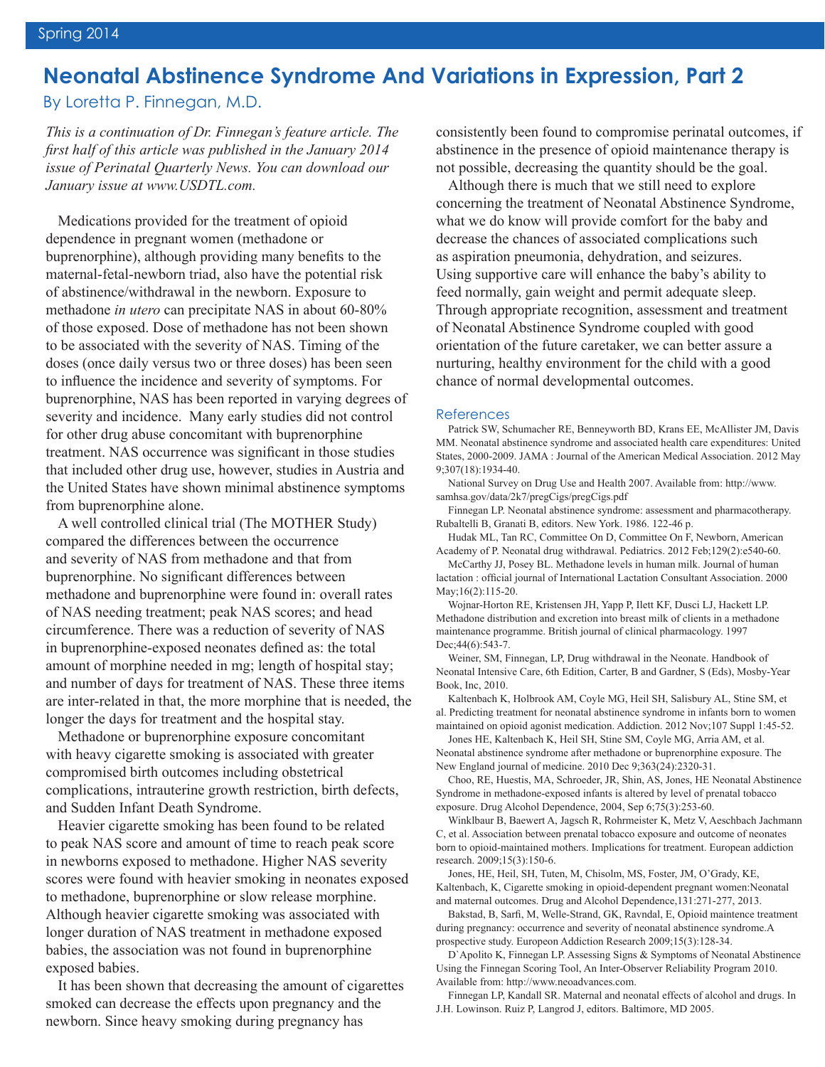# Neonatal Abstinence Syndrome And Variations in Expression, Part 2

By Loretta P. Finnegan, M.D.

*This is a continuation of Dr. Finnegan's feature article. The first half of this article was published in the January 2014 issue of Perinatal Quarterly News. You can download our January issue at www.USDTL.com.*

Medications provided for the treatment of opioid dependence in pregnant women (methadone or buprenorphine), although providing many benefits to the maternal-fetal-newborn triad, also have the potential risk of abstinence/withdrawal in the newborn. Exposure to methadone *in utero* can precipitate NAS in about 60-80% of those exposed. Dose of methadone has not been shown to be associated with the severity of NAS. Timing of the doses (once daily versus two or three doses) has been seen to influence the incidence and severity of symptoms. For buprenorphine, NAS has been reported in varying degrees of severity and incidence. Many early studies did not control for other drug abuse concomitant with buprenorphine treatment. NAS occurrence was significant in those studies that included other drug use, however, studies in Austria and the United States have shown minimal abstinence symptoms from buprenorphine alone.

A well controlled clinical trial (The MOTHER Study) compared the differences between the occurrence and severity of NAS from methadone and that from buprenorphine. No significant differences between methadone and buprenorphine were found in: overall rates of NAS needing treatment; peak NAS scores; and head circumference. There was a reduction of severity of NAS in buprenorphine-exposed neonates defined as: the total amount of morphine needed in mg; length of hospital stay; and number of days for treatment of NAS. These three items are inter-related in that, the more morphine that is needed, the longer the days for treatment and the hospital stay.

Methadone or buprenorphine exposure concomitant with heavy cigarette smoking is associated with greater compromised birth outcomes including obstetrical complications, intrauterine growth restriction, birth defects, and Sudden Infant Death Syndrome.

Heavier cigarette smoking has been found to be related to peak NAS score and amount of time to reach peak score in newborns exposed to methadone. Higher NAS severity scores were found with heavier smoking in neonates exposed to methadone, buprenorphine or slow release morphine. Although heavier cigarette smoking was associated with longer duration of NAS treatment in methadone exposed babies, the association was not found in buprenorphine exposed babies.

It has been shown that decreasing the amount of cigarettes smoked can decrease the effects upon pregnancy and the newborn. Since heavy smoking during pregnancy has consistently been found to compromise perinatal outcomes, if abstinence in the presence of opioid maintenance therapy is not possible, decreasing the quantity should be the goal.

Although there is much that we still need to explore concerning the treatment of Neonatal Abstinence Syndrome, what we do know will provide comfort for the baby and decrease the chances of associated complications such as aspiration pneumonia, dehydration, and seizures. Using supportive care will enhance the baby's ability to feed normally, gain weight and permit adequate sleep. Through appropriate recognition, assessment and treatment of Neonatal Abstinence Syndrome coupled with good orientation of the future caretaker, we can better assure a nurturing, healthy environment for the child with a good chance of normal developmental outcomes.

## References

Patrick SW, Schumacher RE, Benneyworth BD, Krans EE, McAllister JM, Davis MM. Neonatal abstinence syndrome and associated health care expenditures: United States, 2000-2009. JAMA : Journal of the American Medical Association. 2012 May 9;307(18):1934-40.

National Survey on Drug Use and Health 2007. Available from: http://www.samhsa.gov/data/2k7/pregCigs/pregCigs.pdf

Finnegan LP. Neonatal abstinence syndrome: assessment and pharmacotherapy. Rubaltelli B, Granati B, editors. New York. 1986. 122-46 p.

Hudak ML, Tan RC, Committee On D, Committee On F, Newborn, American Academy of P. Neonatal drug withdrawal. Pediatrics. 2012 Feb;129(2):e540-60.

McCarthy JJ, Posey BL. Methadone levels in human milk. Journal of human lactation : official journal of International Lactation Consultant Association. 2000 May;16(2):115-20.

Wojnar-Horton RE, Kristensen JH, Yapp P, Ilett KF, Dusci LJ, Hackett LP. Methadone distribution and excretion into breast milk of clients in a methadone maintenance programme. British journal of clinical pharmacology. 1997 Dec;44(6):543-7.

Weiner, SM, Finnegan, LP, Drug withdrawal in the Neonate. Handbook of Neonatal Intensive Care, 6th Edition, Carter, B and Gardner, S (Eds), Mosby-Year Book, Inc, 2010.

Kaltenbach K, Holbrook AM, Coyle MG, Heil SH, Salisbury AL, Stine SM, et al. Predicting treatment for neonatal abstinence syndrome in infants born to women maintained on opioid agonist medication. Addiction. 2012 Nov;107 Suppl 1:45-52.

Jones HE, Kaltenbach K, Heil SH, Stine SM, Coyle MG, Arria AM, et al. Neonatal abstinence syndrome after methadone or buprenorphine exposure. The New England journal of medicine. 2010 Dec 9;363(24):2320-31.

Choo, RE, Huestis, MA, Schroeder, JR, Shin, AS, Jones, HE Neonatal Abstinence Syndrome in methadone-exposed infants is altered by level of prenatal tobacco exposure. Drug Alcohol Dependence, 2004, Sep 6;75(3):253-60.

Winklbaur B, Baewert A, Jagsch R, Rohrmeister K, Metz V, Aeschbach Jachmann C, et al. Association between prenatal tobacco exposure and outcome of neonates born to opioid-maintained mothers. Implications for treatment. European addiction research. 2009;15(3):150-6.

Jones, HE, Heil, SH, Tuten, M, Chisolm, MS, Foster, JM, O'Grady, KE, Kaltenbach, K, Cigarette smoking in opioid-dependent pregnant women:Neonatal and maternal outcomes. Drug and Alcohol Dependence,131:271-277, 2013.

Bakstad, B, Sarfi, M, Welle-Strand, GK, Ravndal, E, Opioid maintence treatment during pregnancy: occurrence and severity of neonatal abstinence syndrome.A prospective study. Euroepean Addiction Research 2009;15(3):128-34.

D'Apolito K, Finnegan LP. Assessing Signs & Symptoms of Neonatal Abstinence Using the Finnegan Scoring Tool, An Inter-Observer Reliability Program 2010. Available from: http://www.neoadvances.com.

Finnegan LP, Kandall SR. Maternal and neonatal effects of alcohol and drugs. In J.H. Lowinson. Ruiz P, Langrod J, editors. Baltimore, MD 2005.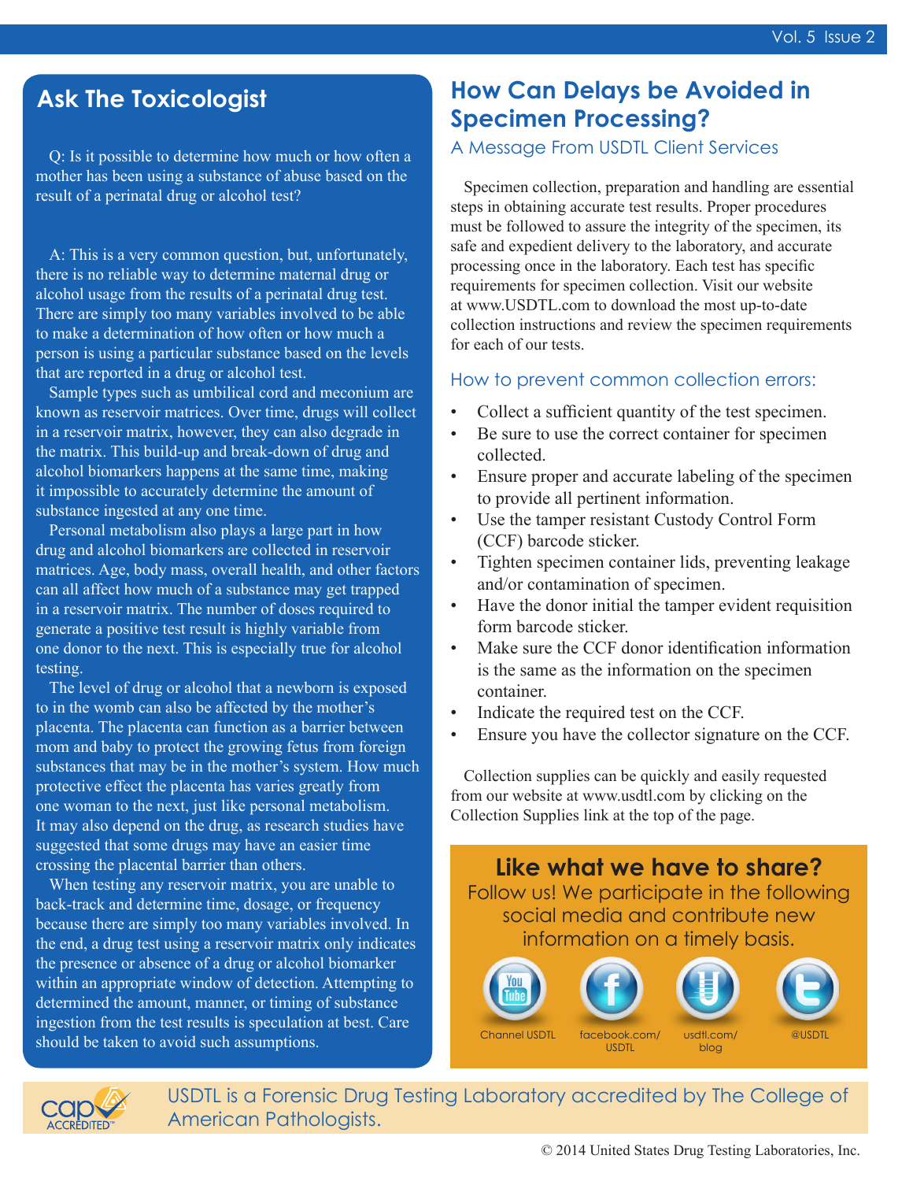## Ask The Toxicologist

Q: Is it possible to determine how much or how often a mother has been using a substance of abuse based on the result of a perinatal drug or alcohol test?

A: This is a very common question, but, unfortunately, there is no reliable way to determine maternal drug or alcohol usage from the results of a perinatal drug test. There are simply too many variables involved to be able to make a determination of how often or how much a person is using a particular substance based on the levels that are reported in a drug or alcohol test.

Sample types such as umbilical cord and meconium are known as reservoir matrices. Over time, drugs will collect in a reservoir matrix, however, they can also degrade in the matrix. This build-up and break-down of drug and alcohol biomarkers happens at the same time, making it impossible to accurately determine the amount of substance ingested at any one time.

Personal metabolism also plays a large part in how drug and alcohol biomarkers are collected in reservoir matrices. Age, body mass, overall health, and other factors can all affect how much of a substance may get trapped in a reservoir matrix. The number of doses required to generate a positive test result is highly variable from one donor to the next. This is especially true for alcohol testing.

The level of drug or alcohol that a newborn is exposed to in the womb can also be affected by the mother's placenta. The placenta can function as a barrier between mom and baby to protect the growing fetus from foreign substances that may be in the mother's system. How much protective effect the placenta has varies greatly from one woman to the next, just like personal metabolism. It may also depend on the drug, as research studies have suggested that some drugs may have an easier time crossing the placental barrier than others.

When testing any reservoir matrix, you are unable to back-track and determine time, dosage, or frequency because there are simply too many variables involved. In the end, a drug test using a reservoir matrix only indicates the presence or absence of a drug or alcohol biomarker within an appropriate window of detection. Attempting to determined the amount, manner, or timing of substance ingestion from the test results is speculation at best. Care should be taken to avoid such assumptions.

## How Can Delays be Avoided in Specimen Processing?

### A Message From USDTL Client Services

Specimen collection, preparation and handling are essential steps in obtaining accurate test results. Proper procedures must be followed to assure the integrity of the specimen, its safe and expedient delivery to the laboratory, and accurate processing once in the laboratory. Each test has specific requirements for specimen collection. Visit our website at www.USDTL.com to download the most up-to-date collection instructions and review the specimen requirements for each of our tests.

### How to prevent common collection errors:

- Collect a sufficient quantity of the test specimen.
- Be sure to use the correct container for specimen collected.
- Ensure proper and accurate labeling of the specimen to provide all pertinent information.
- Use the tamper resistant Custody Control Form (CCF) barcode sticker.
- Tighten specimen container lids, preventing leakage and/or contamination of specimen.
- Have the donor initial the tamper evident requisition form barcode sticker.
- Make sure the CCF donor identification information is the same as the information on the specimen container.
- Indicate the required test on the CCF.
- Ensure you have the collector signature on the CCF.

Collection supplies can be quickly and easily requested from our website at www.usdtl.com by clicking on the Collection Supplies link at the top of the page.

### Like what we have to share?

Follow us! We participate in the following social media and contribute new information on a timely basis.

Channel USDTL | facebook.com/USDTL | usdtl.com/blog | @USDTL

USDTL is a Forensic Drug Testing Laboratory accredited by The College of American Pathologists.

© 2014 United States Drug Testing Laboratories, Inc.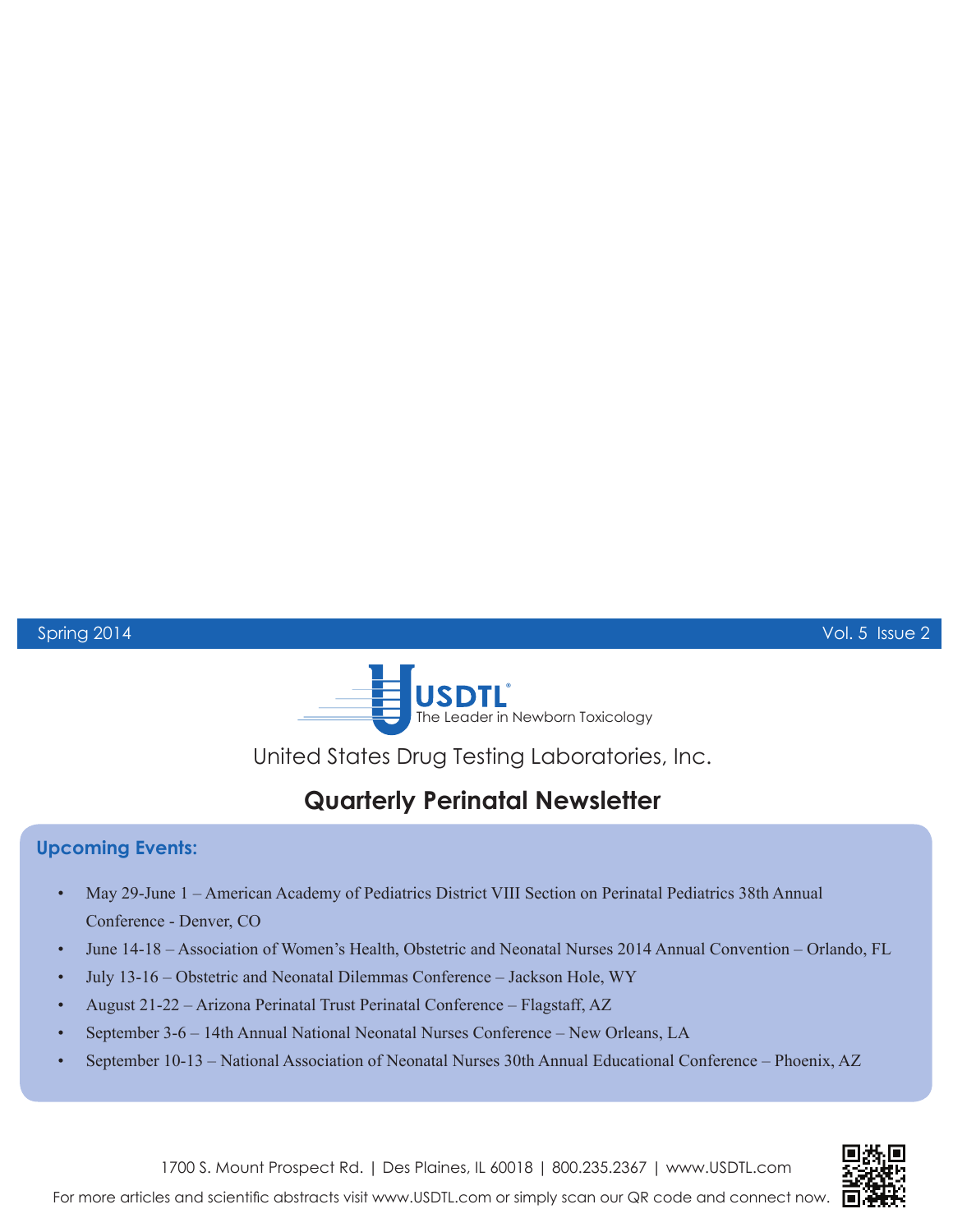Spring 2014 Vol. 5 Issue 2

USDTL® The Leader in Newborn Toxicology

United States Drug Testing Laboratories, Inc.

## Quarterly Perinatal Newsletter

### Upcoming Events:

- May 29-June 1 – American Academy of Pediatrics District VIII Section on Perinatal Pediatrics 38th Annual Conference - Denver, CO
- June 14-18 – Association of Women's Health, Obstetric and Neonatal Nurses 2014 Annual Convention – Orlando, FL
- July 13-16 – Obstetric and Neonatal Dilemmas Conference – Jackson Hole, WY
- August 21-22 – Arizona Perinatal Trust Perinatal Conference – Flagstaff, AZ
- September 3-6 – 14th Annual National Neonatal Nurses Conference – New Orleans, LA
- September 10-13 – National Association of Neonatal Nurses 30th Annual Educational Conference – Phoenix, AZ

1700 S. Mount Prospect Rd. | Des Plaines, IL 60018 | 800.235.2367 | www.USDTL.com

For more articles and scientific abstracts visit www.USDTL.com or simply scan our QR code and connect now.